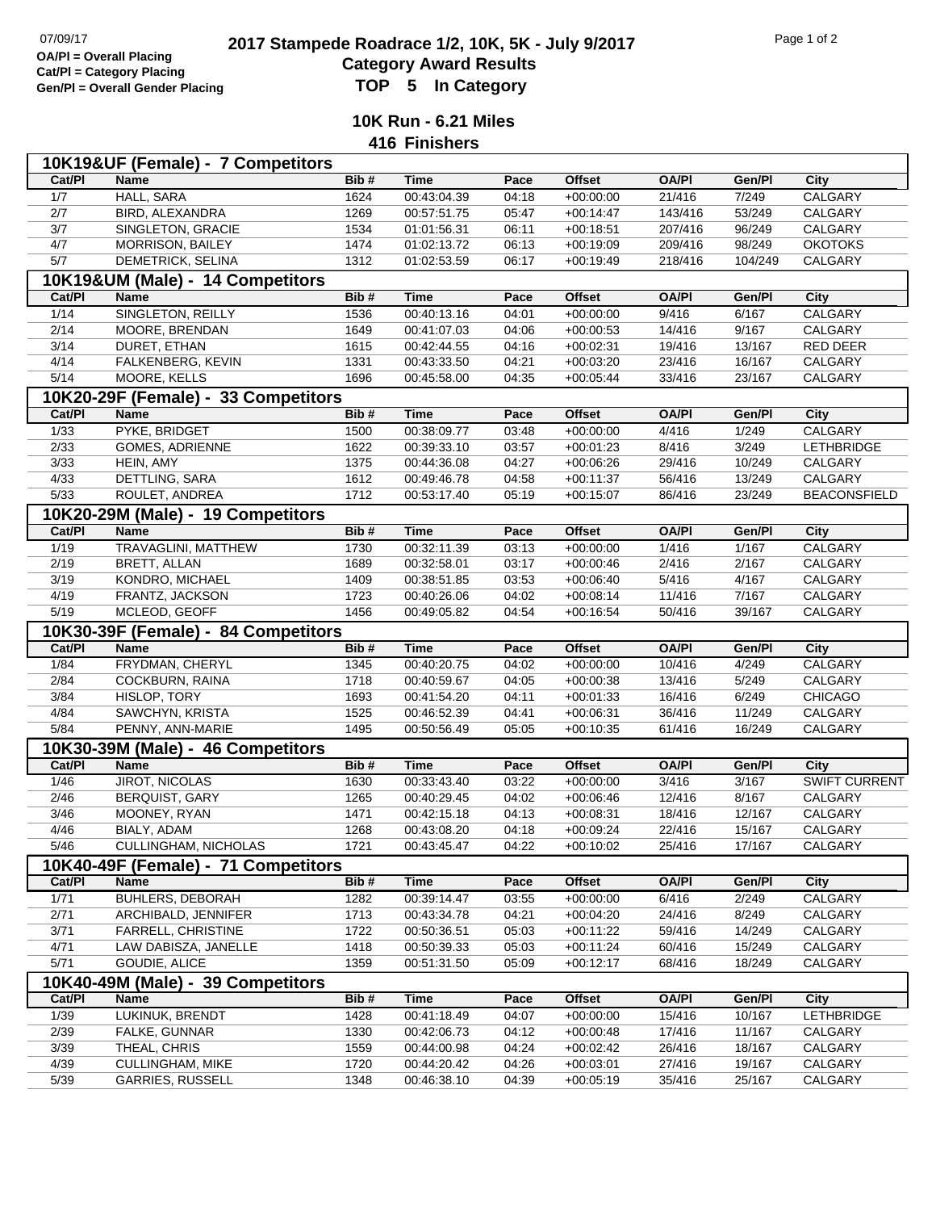07/09/17

OA/Pl = Overall Placing
Cat/Pl = Category Placing
Gen/Pl = Overall Gender Placing

# 2017 Stampede Roadrace 1/2, 10K, 5K - July 9/2017
## Category Award Results
## TOP 5 In Category

### 10K Run - 6.21 Miles
### 416 Finishers

**10K19&UF (Female) - 7 Competitors**

| Cat/Pl | Name | Bib # | Time | Pace | Offset | OA/Pl | Gen/Pl | City |
|---|---|---|---|---|---|---|---|---|
| 1/7 | HALL, SARA | 1624 | 00:43:04.39 | 04:18 | +00:00:00 | 21/416 | 7/249 | CALGARY |
| 2/7 | BIRD, ALEXANDRA | 1269 | 00:57:51.75 | 05:47 | +00:14:47 | 143/416 | 53/249 | CALGARY |
| 3/7 | SINGLETON, GRACIE | 1534 | 01:01:56.31 | 06:11 | +00:18:51 | 207/416 | 96/249 | CALGARY |
| 4/7 | MORRISON, BAILEY | 1474 | 01:02:13.72 | 06:13 | +00:19:09 | 209/416 | 98/249 | OKOTOKS |
| 5/7 | DEMETRICK, SELINA | 1312 | 01:02:53.59 | 06:17 | +00:19:49 | 218/416 | 104/249 | CALGARY |

**10K19&UM (Male) - 14 Competitors**

| Cat/Pl | Name | Bib # | Time | Pace | Offset | OA/Pl | Gen/Pl | City |
|---|---|---|---|---|---|---|---|---|
| 1/14 | SINGLETON, REILLY | 1536 | 00:40:13.16 | 04:01 | +00:00:00 | 9/416 | 6/167 | CALGARY |
| 2/14 | MOORE, BRENDAN | 1649 | 00:41:07.03 | 04:06 | +00:00:53 | 14/416 | 9/167 | CALGARY |
| 3/14 | DURET, ETHAN | 1615 | 00:42:44.55 | 04:16 | +00:02:31 | 19/416 | 13/167 | RED DEER |
| 4/14 | FALKENBERG, KEVIN | 1331 | 00:43:33.50 | 04:21 | +00:03:20 | 23/416 | 16/167 | CALGARY |
| 5/14 | MOORE, KELLS | 1696 | 00:45:58.00 | 04:35 | +00:05:44 | 33/416 | 23/167 | CALGARY |

**10K20-29F (Female) - 33 Competitors**

| Cat/Pl | Name | Bib # | Time | Pace | Offset | OA/Pl | Gen/Pl | City |
|---|---|---|---|---|---|---|---|---|
| 1/33 | PYKE, BRIDGET | 1500 | 00:38:09.77 | 03:48 | +00:00:00 | 4/416 | 1/249 | CALGARY |
| 2/33 | GOMES, ADRIENNE | 1622 | 00:39:33.10 | 03:57 | +00:01:23 | 8/416 | 3/249 | LETHBRIDGE |
| 3/33 | HEIN, AMY | 1375 | 00:44:36.08 | 04:27 | +00:06:26 | 29/416 | 10/249 | CALGARY |
| 4/33 | DETTLING, SARA | 1612 | 00:49:46.78 | 04:58 | +00:11:37 | 56/416 | 13/249 | CALGARY |
| 5/33 | ROULET, ANDREA | 1712 | 00:53:17.40 | 05:19 | +00:15:07 | 86/416 | 23/249 | BEACONSFIELD |

**10K20-29M (Male) - 19 Competitors**

| Cat/Pl | Name | Bib # | Time | Pace | Offset | OA/Pl | Gen/Pl | City |
|---|---|---|---|---|---|---|---|---|
| 1/19 | TRAVAGLINI, MATTHEW | 1730 | 00:32:11.39 | 03:13 | +00:00:00 | 1/416 | 1/167 | CALGARY |
| 2/19 | BRETT, ALLAN | 1689 | 00:32:58.01 | 03:17 | +00:00:46 | 2/416 | 2/167 | CALGARY |
| 3/19 | KONDRO, MICHAEL | 1409 | 00:38:51.85 | 03:53 | +00:06:40 | 5/416 | 4/167 | CALGARY |
| 4/19 | FRANTZ, JACKSON | 1723 | 00:40:26.06 | 04:02 | +00:08:14 | 11/416 | 7/167 | CALGARY |
| 5/19 | MCLEOD, GEOFF | 1456 | 00:49:05.82 | 04:54 | +00:16:54 | 50/416 | 39/167 | CALGARY |

**10K30-39F (Female) - 84 Competitors**

| Cat/Pl | Name | Bib # | Time | Pace | Offset | OA/Pl | Gen/Pl | City |
|---|---|---|---|---|---|---|---|---|
| 1/84 | FRYDMAN, CHERYL | 1345 | 00:40:20.75 | 04:02 | +00:00:00 | 10/416 | 4/249 | CALGARY |
| 2/84 | COCKBURN, RAINA | 1718 | 00:40:59.67 | 04:05 | +00:00:38 | 13/416 | 5/249 | CALGARY |
| 3/84 | HISLOP, TORY | 1693 | 00:41:54.20 | 04:11 | +00:01:33 | 16/416 | 6/249 | CHICAGO |
| 4/84 | SAWCHYN, KRISTA | 1525 | 00:46:52.39 | 04:41 | +00:06:31 | 36/416 | 11/249 | CALGARY |
| 5/84 | PENNY, ANN-MARIE | 1495 | 00:50:56.49 | 05:05 | +00:10:35 | 61/416 | 16/249 | CALGARY |

**10K30-39M (Male) - 46 Competitors**

| Cat/Pl | Name | Bib # | Time | Pace | Offset | OA/Pl | Gen/Pl | City |
|---|---|---|---|---|---|---|---|---|
| 1/46 | JIROT, NICOLAS | 1630 | 00:33:43.40 | 03:22 | +00:00:00 | 3/416 | 3/167 | SWIFT CURRENT |
| 2/46 | BERQUIST, GARY | 1265 | 00:40:29.45 | 04:02 | +00:06:46 | 12/416 | 8/167 | CALGARY |
| 3/46 | MOONEY, RYAN | 1471 | 00:42:15.18 | 04:13 | +00:08:31 | 18/416 | 12/167 | CALGARY |
| 4/46 | BIALY, ADAM | 1268 | 00:43:08.20 | 04:18 | +00:09:24 | 22/416 | 15/167 | CALGARY |
| 5/46 | CULLINGHAM, NICHOLAS | 1721 | 00:43:45.47 | 04:22 | +00:10:02 | 25/416 | 17/167 | CALGARY |

**10K40-49F (Female) - 71 Competitors**

| Cat/Pl | Name | Bib # | Time | Pace | Offset | OA/Pl | Gen/Pl | City |
|---|---|---|---|---|---|---|---|---|
| 1/71 | BUHLERS, DEBORAH | 1282 | 00:39:14.47 | 03:55 | +00:00:00 | 6/416 | 2/249 | CALGARY |
| 2/71 | ARCHIBALD, JENNIFER | 1713 | 00:43:34.78 | 04:21 | +00:04:20 | 24/416 | 8/249 | CALGARY |
| 3/71 | FARRELL, CHRISTINE | 1722 | 00:50:36.51 | 05:03 | +00:11:22 | 59/416 | 14/249 | CALGARY |
| 4/71 | LAW DABISZA, JANELLE | 1418 | 00:50:39.33 | 05:03 | +00:11:24 | 60/416 | 15/249 | CALGARY |
| 5/71 | GOUDIE, ALICE | 1359 | 00:51:31.50 | 05:09 | +00:12:17 | 68/416 | 18/249 | CALGARY |

**10K40-49M (Male) - 39 Competitors**

| Cat/Pl | Name | Bib # | Time | Pace | Offset | OA/Pl | Gen/Pl | City |
|---|---|---|---|---|---|---|---|---|
| 1/39 | LUKINUK, BRENDT | 1428 | 00:41:18.49 | 04:07 | +00:00:00 | 15/416 | 10/167 | LETHBRIDGE |
| 2/39 | FALKE, GUNNAR | 1330 | 00:42:06.73 | 04:12 | +00:00:48 | 17/416 | 11/167 | CALGARY |
| 3/39 | THEAL, CHRIS | 1559 | 00:44:00.98 | 04:24 | +00:02:42 | 26/416 | 18/167 | CALGARY |
| 4/39 | CULLINGHAM, MIKE | 1720 | 00:44:20.42 | 04:26 | +00:03:01 | 27/416 | 19/167 | CALGARY |
| 5/39 | GARRIES, RUSSELL | 1348 | 00:46:38.10 | 04:39 | +00:05:19 | 35/416 | 25/167 | CALGARY |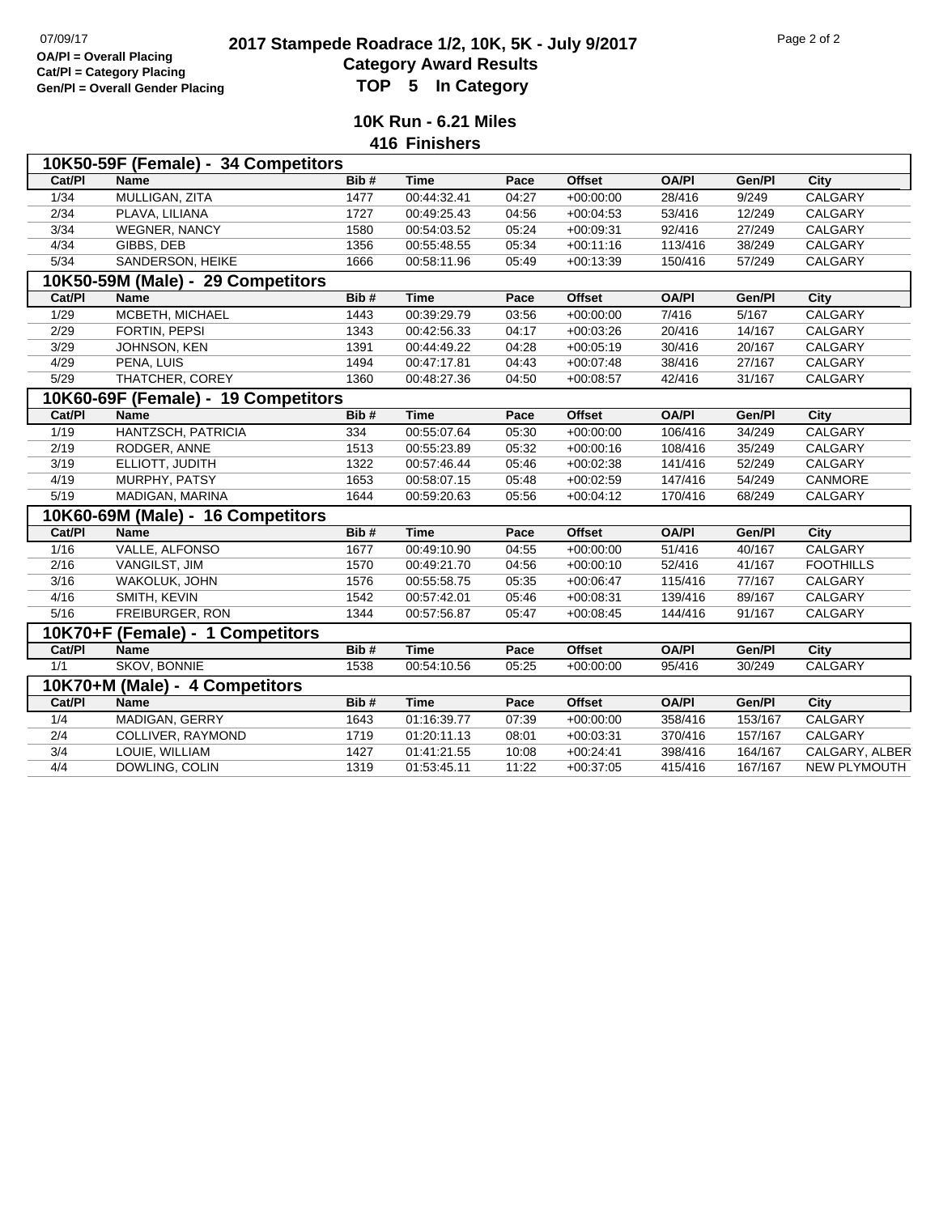07/09/17

OA/Pl = Overall Placing
Cat/Pl = Category Placing
Gen/Pl = Overall Gender Placing

# 2017 Stampede Roadrace 1/2, 10K, 5K - July 9/2017
## Category Award Results
## TOP 5 In Category

### 10K Run - 6.21 Miles
### 416 Finishers

**10K50-59F (Female) - 34 Competitors**

| Cat/Pl | Name | Bib # | Time | Pace | Offset | OA/Pl | Gen/Pl | City |
|---|---|---|---|---|---|---|---|---|
| 1/34 | MULLIGAN, ZITA | 1477 | 00:44:32.41 | 04:27 | +00:00:00 | 28/416 | 9/249 | CALGARY |
| 2/34 | PLAVA, LILIANA | 1727 | 00:49:25.43 | 04:56 | +00:04:53 | 53/416 | 12/249 | CALGARY |
| 3/34 | WEGNER, NANCY | 1580 | 00:54:03.52 | 05:24 | +00:09:31 | 92/416 | 27/249 | CALGARY |
| 4/34 | GIBBS, DEB | 1356 | 00:55:48.55 | 05:34 | +00:11:16 | 113/416 | 38/249 | CALGARY |
| 5/34 | SANDERSON, HEIKE | 1666 | 00:58:11.96 | 05:49 | +00:13:39 | 150/416 | 57/249 | CALGARY |

**10K50-59M (Male) - 29 Competitors**

| Cat/Pl | Name | Bib # | Time | Pace | Offset | OA/Pl | Gen/Pl | City |
|---|---|---|---|---|---|---|---|---|
| 1/29 | MCBETH, MICHAEL | 1443 | 00:39:29.79 | 03:56 | +00:00:00 | 7/416 | 5/167 | CALGARY |
| 2/29 | FORTIN, PEPSI | 1343 | 00:42:56.33 | 04:17 | +00:03:26 | 20/416 | 14/167 | CALGARY |
| 3/29 | JOHNSON, KEN | 1391 | 00:44:49.22 | 04:28 | +00:05:19 | 30/416 | 20/167 | CALGARY |
| 4/29 | PENA, LUIS | 1494 | 00:47:17.81 | 04:43 | +00:07:48 | 38/416 | 27/167 | CALGARY |
| 5/29 | THATCHER, COREY | 1360 | 00:48:27.36 | 04:50 | +00:08:57 | 42/416 | 31/167 | CALGARY |

**10K60-69F (Female) - 19 Competitors**

| Cat/Pl | Name | Bib # | Time | Pace | Offset | OA/Pl | Gen/Pl | City |
|---|---|---|---|---|---|---|---|---|
| 1/19 | HANTZSCH, PATRICIA | 334 | 00:55:07.64 | 05:30 | +00:00:00 | 106/416 | 34/249 | CALGARY |
| 2/19 | RODGER, ANNE | 1513 | 00:55:23.89 | 05:32 | +00:00:16 | 108/416 | 35/249 | CALGARY |
| 3/19 | ELLIOTT, JUDITH | 1322 | 00:57:46.44 | 05:46 | +00:02:38 | 141/416 | 52/249 | CALGARY |
| 4/19 | MURPHY, PATSY | 1653 | 00:58:07.15 | 05:48 | +00:02:59 | 147/416 | 54/249 | CANMORE |
| 5/19 | MADIGAN, MARINA | 1644 | 00:59:20.63 | 05:56 | +00:04:12 | 170/416 | 68/249 | CALGARY |

**10K60-69M (Male) - 16 Competitors**

| Cat/Pl | Name | Bib # | Time | Pace | Offset | OA/Pl | Gen/Pl | City |
|---|---|---|---|---|---|---|---|---|
| 1/16 | VALLE, ALFONSO | 1677 | 00:49:10.90 | 04:55 | +00:00:00 | 51/416 | 40/167 | CALGARY |
| 2/16 | VANGILST, JIM | 1570 | 00:49:21.70 | 04:56 | +00:00:10 | 52/416 | 41/167 | FOOTHILLS |
| 3/16 | WAKOLUK, JOHN | 1576 | 00:55:58.75 | 05:35 | +00:06:47 | 115/416 | 77/167 | CALGARY |
| 4/16 | SMITH, KEVIN | 1542 | 00:57:42.01 | 05:46 | +00:08:31 | 139/416 | 89/167 | CALGARY |
| 5/16 | FREIBURGER, RON | 1344 | 00:57:56.87 | 05:47 | +00:08:45 | 144/416 | 91/167 | CALGARY |

**10K70+F (Female) - 1 Competitors**

| Cat/Pl | Name | Bib # | Time | Pace | Offset | OA/Pl | Gen/Pl | City |
|---|---|---|---|---|---|---|---|---|
| 1/1 | SKOV, BONNIE | 1538 | 00:54:10.56 | 05:25 | +00:00:00 | 95/416 | 30/249 | CALGARY |

**10K70+M (Male) - 4 Competitors**

| Cat/Pl | Name | Bib # | Time | Pace | Offset | OA/Pl | Gen/Pl | City |
|---|---|---|---|---|---|---|---|---|
| 1/4 | MADIGAN, GERRY | 1643 | 01:16:39.77 | 07:39 | +00:00:00 | 358/416 | 153/167 | CALGARY |
| 2/4 | COLLIVER, RAYMOND | 1719 | 01:20:11.13 | 08:01 | +00:03:31 | 370/416 | 157/167 | CALGARY |
| 3/4 | LOUIE, WILLIAM | 1427 | 01:41:21.55 | 10:08 | +00:24:41 | 398/416 | 164/167 | CALGARY, ALBER |
| 4/4 | DOWLING, COLIN | 1319 | 01:53:45.11 | 11:22 | +00:37:05 | 415/416 | 167/167 | NEW PLYMOUTH |